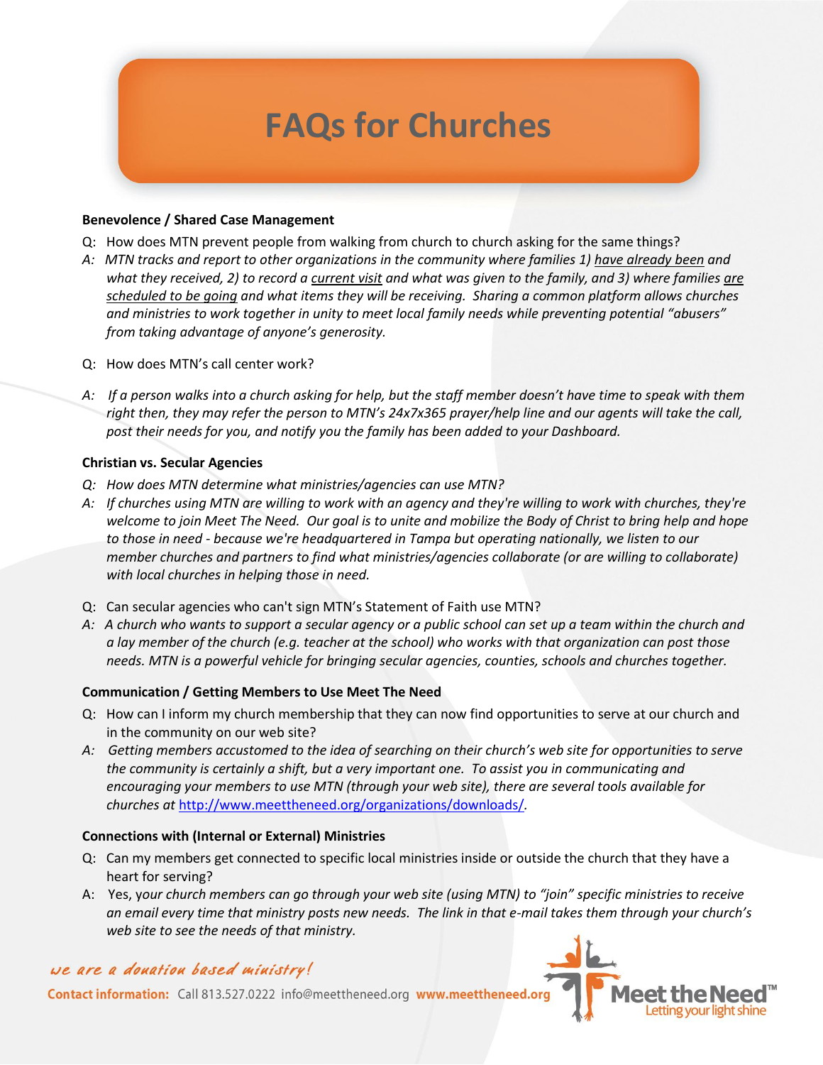# FAQs for Churches

**Benevolence / Shared Case Management**

Q: How does MTN prevent people from walking from church to church asking for the same things?

*A: MTN tracks and report to other organizations in the community where families 1) have already been and what they received, 2) to record a current visit and what was given to the family, and 3) where families are scheduled to be going and what items they will be receiving. Sharing a common platform allows churches and ministries to work together in unity to meet local family needs while preventing potential "abusers" from taking advantage of anyone's generosity.*

Q: How does MTN's call center work?

*A: If a person walks into a church asking for help, but the staff member doesn't have time to speak with them right then, they may refer the person to MTN's 24x7x365 prayer/help line and our agents will take the call, post their needs for you, and notify you the family has been added to your Dashboard.*

**Christian vs. Secular Agencies**

*Q: How does MTN determine what ministries/agencies can use MTN?*

*A: If churches using MTN are willing to work with an agency and they're willing to work with churches, they're welcome to join Meet The Need. Our goal is to unite and mobilize the Body of Christ to bring help and hope to those in need - because we're headquartered in Tampa but operating nationally, we listen to our member churches and partners to find what ministries/agencies collaborate (or are willing to collaborate) with local churches in helping those in need.*

Q: Can secular agencies who can't sign MTN's Statement of Faith use MTN?

*A: A church who wants to support a secular agency or a public school can set up a team within the church and a lay member of the church (e.g. teacher at the school) who works with that organization can post those needs. MTN is a powerful vehicle for bringing secular agencies, counties, schools and churches together.*

**Communication / Getting Members to Use Meet The Need**

Q: How can I inform my church membership that they can now find opportunities to serve at our church and in the community on our web site?

*A: Getting members accustomed to the idea of searching on their church's web site for opportunities to serve the community is certainly a shift, but a very important one. To assist you in communicating and encouraging your members to use MTN (through your web site), there are several tools available for churches at [http://www.meettheneed.org/organizations/downloads/](http://www.meettheneed.org/organizations/downloads/).*

**Connections with (Internal or External) Ministries**

Q: Can my members get connected to specific local ministries inside or outside the church that they have a heart for serving?

A: Yes, *your church members can go through your web site (using MTN) to "join" specific ministries to receive an email every time that ministry posts new needs. The link in that e-mail takes them through your church's web site to see the needs of that ministry.*

*we are a donation based ministry!*

**Contact information:** Call 813.527.0222 info@meettheneed.org **www.meettheneed.org**

Meet the Need™ Letting your light shine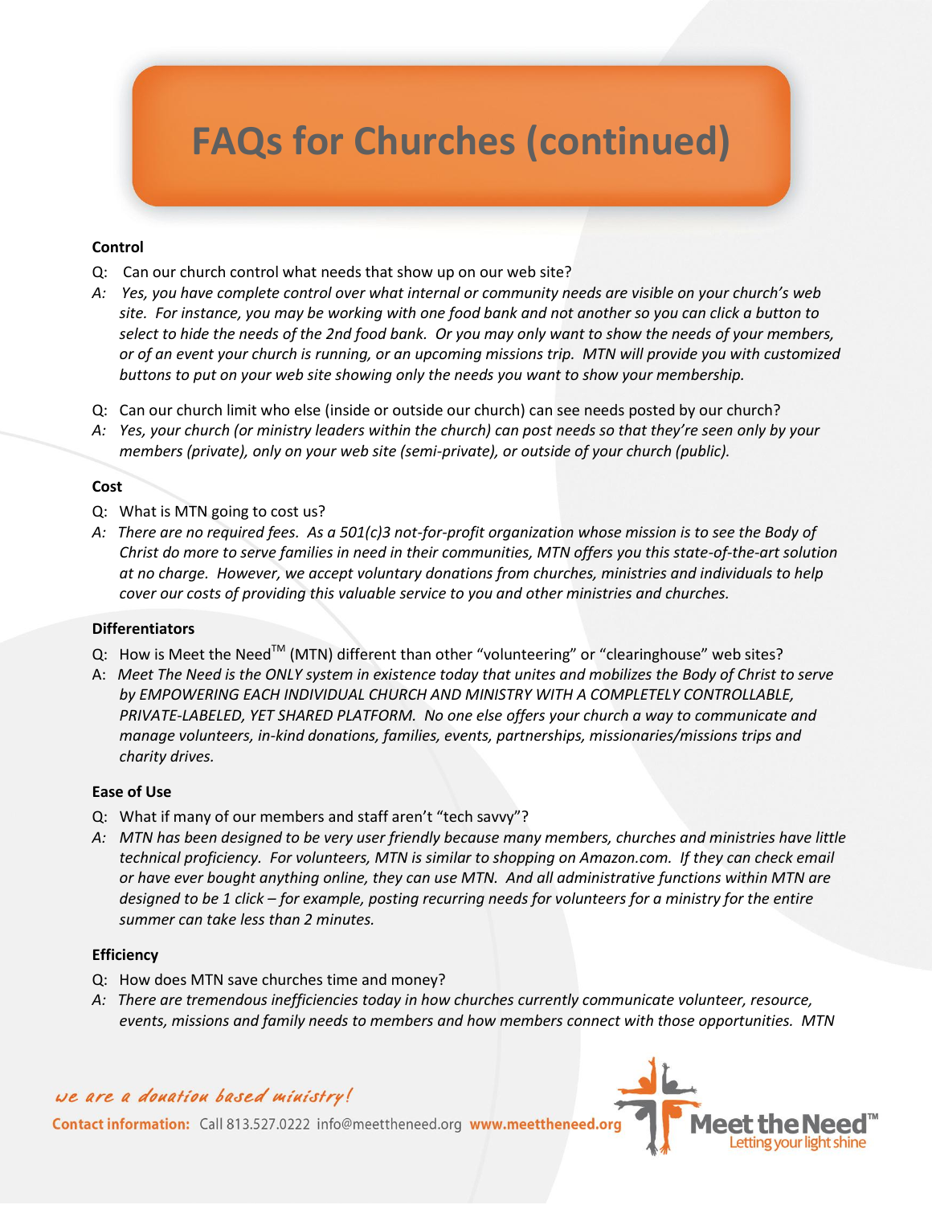# FAQs for Churches (continued)

**Control**

Q: Can our church control what needs that show up on our web site?

A: *Yes, you have complete control over what internal or community needs are visible on your church's web site. For instance, you may be working with one food bank and not another so you can click a button to select to hide the needs of the 2nd food bank. Or you may only want to show the needs of your members, or of an event your church is running, or an upcoming missions trip. MTN will provide you with customized buttons to put on your web site showing only the needs you want to show your membership.*

Q: Can our church limit who else (inside or outside our church) can see needs posted by our church?

A: *Yes, your church (or ministry leaders within the church) can post needs so that they're seen only by your members (private), only on your web site (semi-private), or outside of your church (public).*

**Cost**

Q: What is MTN going to cost us?

A: *There are no required fees. As a 501(c)3 not-for-profit organization whose mission is to see the Body of Christ do more to serve families in need in their communities, MTN offers you this state-of-the-art solution at no charge. However, we accept voluntary donations from churches, ministries and individuals to help cover our costs of providing this valuable service to you and other ministries and churches.*

**Differentiators**

Q: How is Meet the Need™ (MTN) different than other "volunteering" or "clearinghouse" web sites?

A: *Meet The Need is the ONLY system in existence today that unites and mobilizes the Body of Christ to serve by EMPOWERING EACH INDIVIDUAL CHURCH AND MINISTRY WITH A COMPLETELY CONTROLLABLE, PRIVATE-LABELED, YET SHARED PLATFORM. No one else offers your church a way to communicate and manage volunteers, in-kind donations, families, events, partnerships, missionaries/missions trips and charity drives.*

**Ease of Use**

Q: What if many of our members and staff aren't "tech savvy"?

A: *MTN has been designed to be very user friendly because many members, churches and ministries have little technical proficiency. For volunteers, MTN is similar to shopping on Amazon.com. If they can check email or have ever bought anything online, they can use MTN. And all administrative functions within MTN are designed to be 1 click – for example, posting recurring needs for volunteers for a ministry for the entire summer can take less than 2 minutes.*

**Efficiency**

Q: How does MTN save churches time and money?

A: *There are tremendous inefficiencies today in how churches currently communicate volunteer, resource, events, missions and family needs to members and how members connect with those opportunities. MTN*

*we are a donation based ministry!*

**Contact information:** Call 813.527.0222 info@meettheneed.org **www.meettheneed.org**

Meet the Need™ Letting your light shine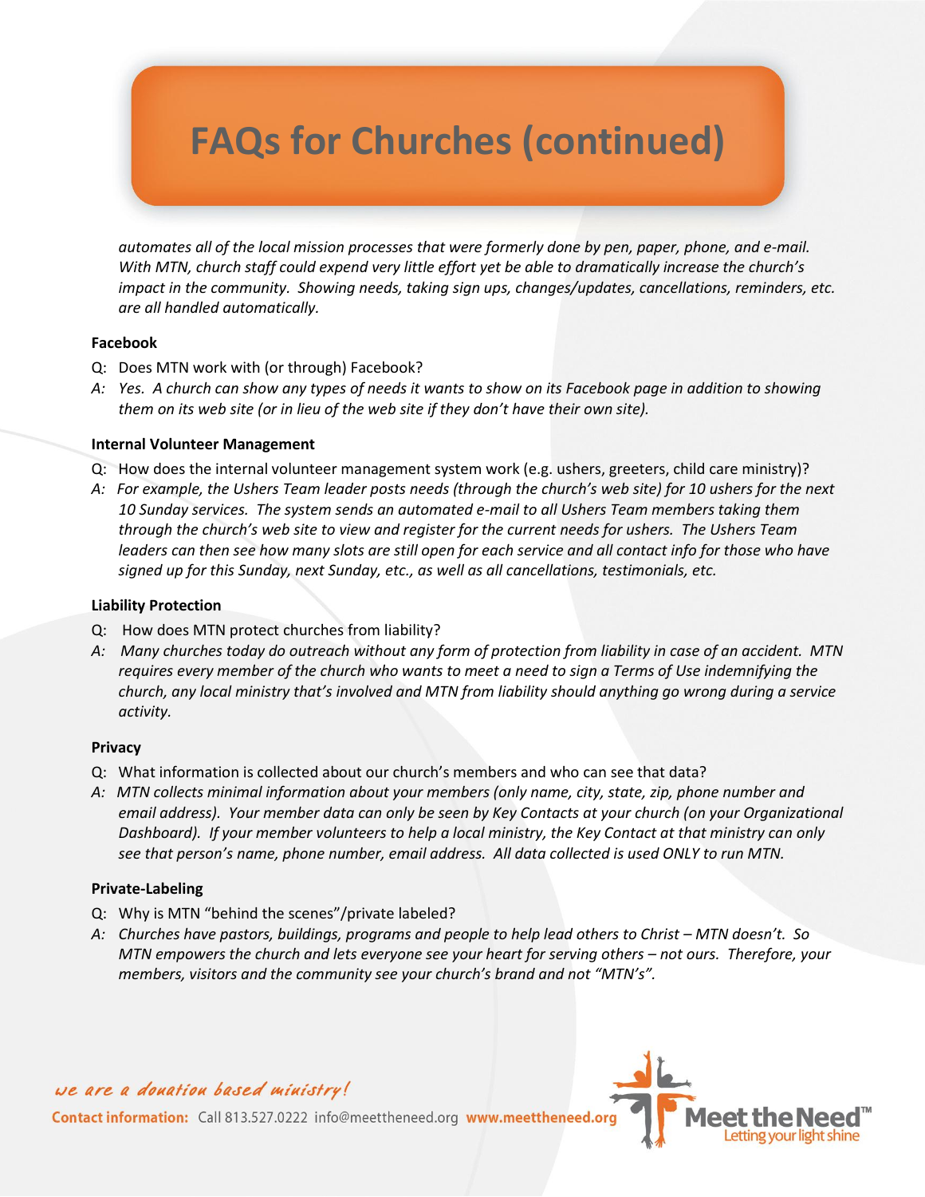# FAQs for Churches (continued)

*automates all of the local mission processes that were formerly done by pen, paper, phone, and e-mail. With MTN, church staff could expend very little effort yet be able to dramatically increase the church's impact in the community. Showing needs, taking sign ups, changes/updates, cancellations, reminders, etc. are all handled automatically.*

**Facebook**

Q: Does MTN work with (or through) Facebook?

*A: Yes. A church can show any types of needs it wants to show on its Facebook page in addition to showing them on its web site (or in lieu of the web site if they don't have their own site).*

**Internal Volunteer Management**

Q: How does the internal volunteer management system work (e.g. ushers, greeters, child care ministry)?

*A: For example, the Ushers Team leader posts needs (through the church's web site) for 10 ushers for the next 10 Sunday services. The system sends an automated e-mail to all Ushers Team members taking them through the church's web site to view and register for the current needs for ushers. The Ushers Team leaders can then see how many slots are still open for each service and all contact info for those who have signed up for this Sunday, next Sunday, etc., as well as all cancellations, testimonials, etc.*

**Liability Protection**

Q: How does MTN protect churches from liability?

*A: Many churches today do outreach without any form of protection from liability in case of an accident. MTN requires every member of the church who wants to meet a need to sign a Terms of Use indemnifying the church, any local ministry that's involved and MTN from liability should anything go wrong during a service activity.*

**Privacy**

Q: What information is collected about our church's members and who can see that data?

*A: MTN collects minimal information about your members (only name, city, state, zip, phone number and email address). Your member data can only be seen by Key Contacts at your church (on your Organizational Dashboard). If your member volunteers to help a local ministry, the Key Contact at that ministry can only see that person's name, phone number, email address. All data collected is used ONLY to run MTN.*

**Private-Labeling**

Q: Why is MTN "behind the scenes"/private labeled?

*A: Churches have pastors, buildings, programs and people to help lead others to Christ – MTN doesn't. So MTN empowers the church and lets everyone see your heart for serving others – not ours. Therefore, your members, visitors and the community see your church's brand and not "MTN's".*

*we are a donation based ministry!*

**Contact information:** Call 813.527.0222 info@meettheneed.org **www.meettheneed.org**

Meet the Need™ Letting your light shine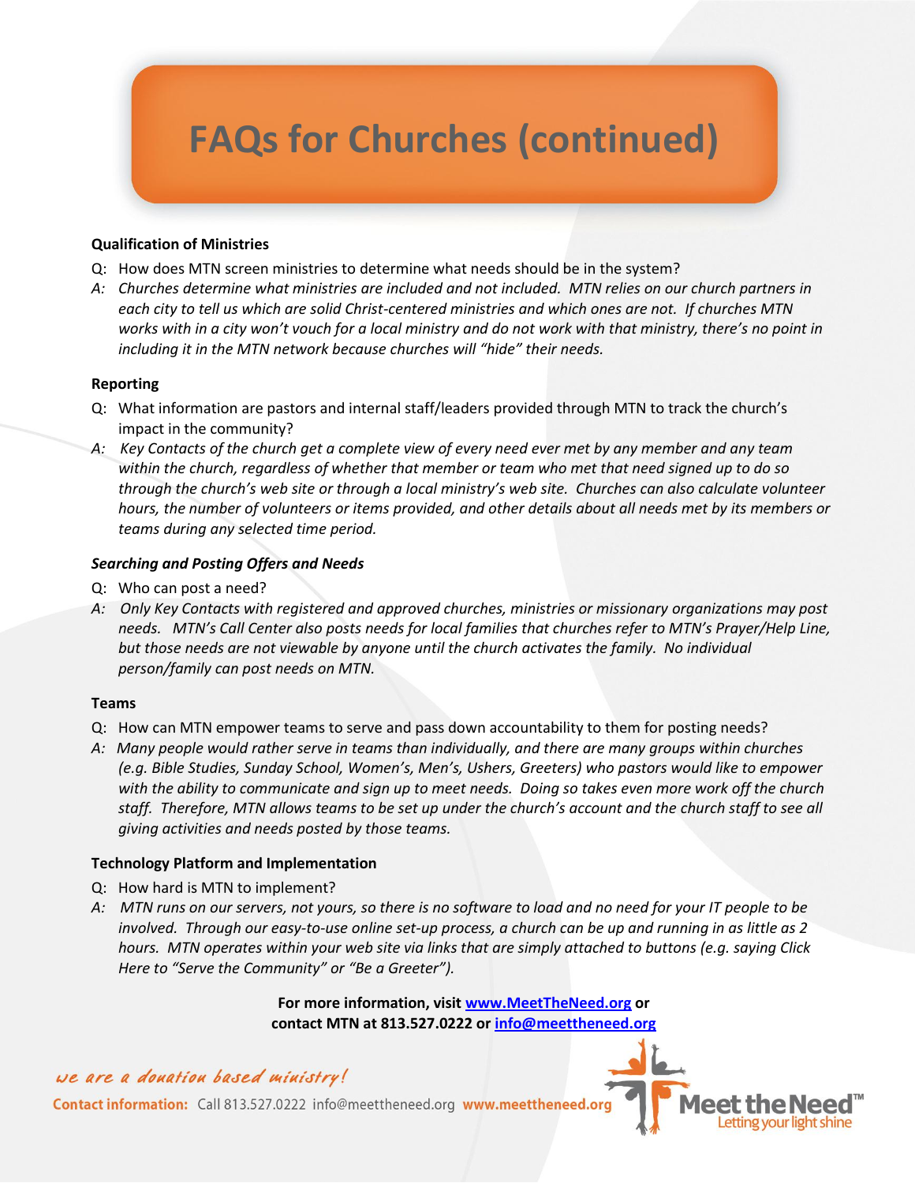# FAQs for Churches (continued)

**Qualification of Ministries**

Q: How does MTN screen ministries to determine what needs should be in the system?

*A: Churches determine what ministries are included and not included. MTN relies on our church partners in each city to tell us which are solid Christ-centered ministries and which ones are not. If churches MTN works with in a city won't vouch for a local ministry and do not work with that ministry, there's no point in including it in the MTN network because churches will "hide" their needs.*

**Reporting**

Q: What information are pastors and internal staff/leaders provided through MTN to track the church's impact in the community?

*A: Key Contacts of the church get a complete view of every need ever met by any member and any team within the church, regardless of whether that member or team who met that need signed up to do so through the church's web site or through a local ministry's web site. Churches can also calculate volunteer hours, the number of volunteers or items provided, and other details about all needs met by its members or teams during any selected time period.*

***Searching and Posting Offers and Needs***

Q: Who can post a need?

*A: Only Key Contacts with registered and approved churches, ministries or missionary organizations may post needs. MTN's Call Center also posts needs for local families that churches refer to MTN's Prayer/Help Line, but those needs are not viewable by anyone until the church activates the family. No individual person/family can post needs on MTN.*

**Teams**

Q: How can MTN empower teams to serve and pass down accountability to them for posting needs?

*A: Many people would rather serve in teams than individually, and there are many groups within churches (e.g. Bible Studies, Sunday School, Women's, Men's, Ushers, Greeters) who pastors would like to empower with the ability to communicate and sign up to meet needs. Doing so takes even more work off the church staff. Therefore, MTN allows teams to be set up under the church's account and the church staff to see all giving activities and needs posted by those teams.*

**Technology Platform and Implementation**

Q: How hard is MTN to implement?

*A: MTN runs on our servers, not yours, so there is no software to load and no need for your IT people to be involved. Through our easy-to-use online set-up process, a church can be up and running in as little as 2 hours. MTN operates within your web site via links that are simply attached to buttons (e.g. saying Click Here to "Serve the Community" or "Be a Greeter").*

**For more information, visit [www.MeetTheNeed.org](http://www.MeetTheNeed.org) or contact MTN at 813.527.0222 or [info@meettheneed.org](mailto:info@meettheneed.org)**

*we are a donation based ministry!*

**Contact information:** Call 813.527.0222 info@meettheneed.org **www.meettheneed.org**

Meet the Need™ Letting your light shine